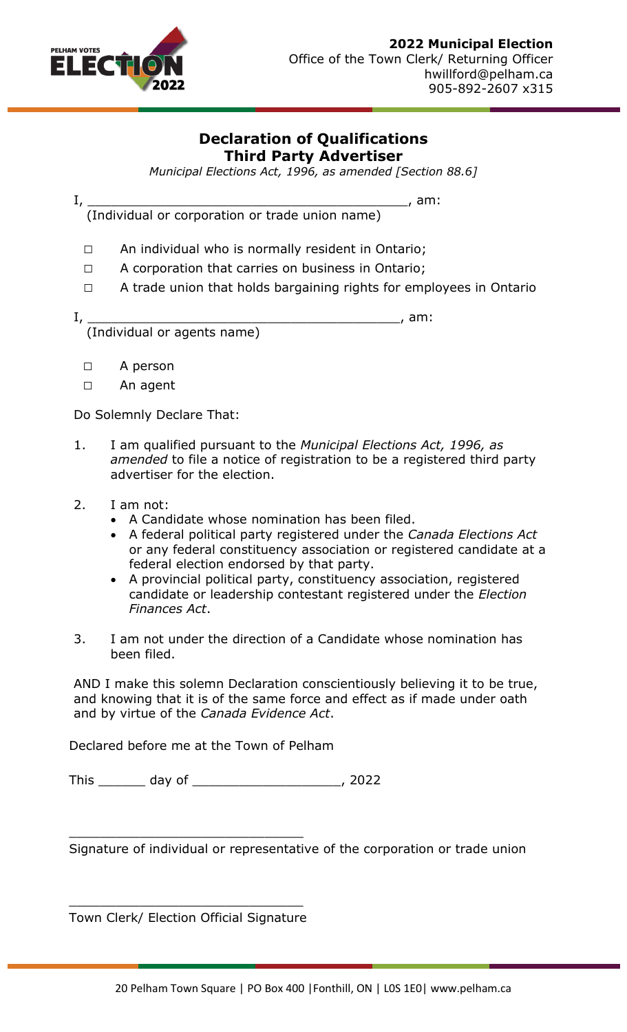**2022 Municipal Election**
Office of the Town Clerk/ Returning Officer
hwillford@pelham.ca
905-892-2607 x315

# Declaration of Qualifications
## Third Party Advertiser

*Municipal Elections Act, 1996, as amended [Section 88.6]*

I, ________________________________________, am:
(Individual or corporation or trade union name)

- ☐ An individual who is normally resident in Ontario;
- ☐ A corporation that carries on business in Ontario;
- ☐ A trade union that holds bargaining rights for employees in Ontario

I, ________________________________________, am:
(Individual or agents name)

- ☐ A person
- ☐ An agent

Do Solemnly Declare That:

1. I am qualified pursuant to the *Municipal Elections Act, 1996, as amended* to file a notice of registration to be a registered third party advertiser for the election.

2. I am not:
   - A Candidate whose nomination has been filed.
   - A federal political party registered under the *Canada Elections Act* or any federal constituency association or registered candidate at a federal election endorsed by that party.
   - A provincial political party, constituency association, registered candidate or leadership contestant registered under the *Election Finances Act*.

3. I am not under the direction of a Candidate whose nomination has been filed.

AND I make this solemn Declaration conscientiously believing it to be true, and knowing that it is of the same force and effect as if made under oath and by virtue of the *Canada Evidence Act*.

Declared before me at the Town of Pelham

This ______ day of ___________________, 2022

______________________________
Signature of individual or representative of the corporation or trade union

______________________________
Town Clerk/ Election Official Signature

20 Pelham Town Square | PO Box 400 | Fonthill, ON | L0S 1E0 | www.pelham.ca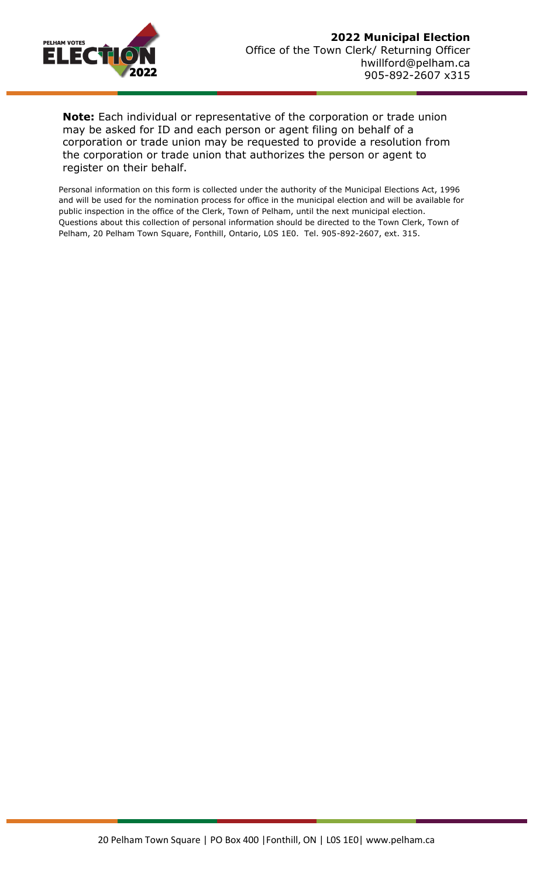**Note:** Each individual or representative of the corporation or trade union may be asked for ID and each person or agent filing on behalf of a corporation or trade union may be requested to provide a resolution from the corporation or trade union that authorizes the person or agent to register on their behalf.

Personal information on this form is collected under the authority of the Municipal Elections Act, 1996 and will be used for the nomination process for office in the municipal election and will be available for public inspection in the office of the Clerk, Town of Pelham, until the next municipal election. Questions about this collection of personal information should be directed to the Town Clerk, Town of Pelham, 20 Pelham Town Square, Fonthill, Ontario, L0S 1E0. Tel. 905-892-2607, ext. 315.